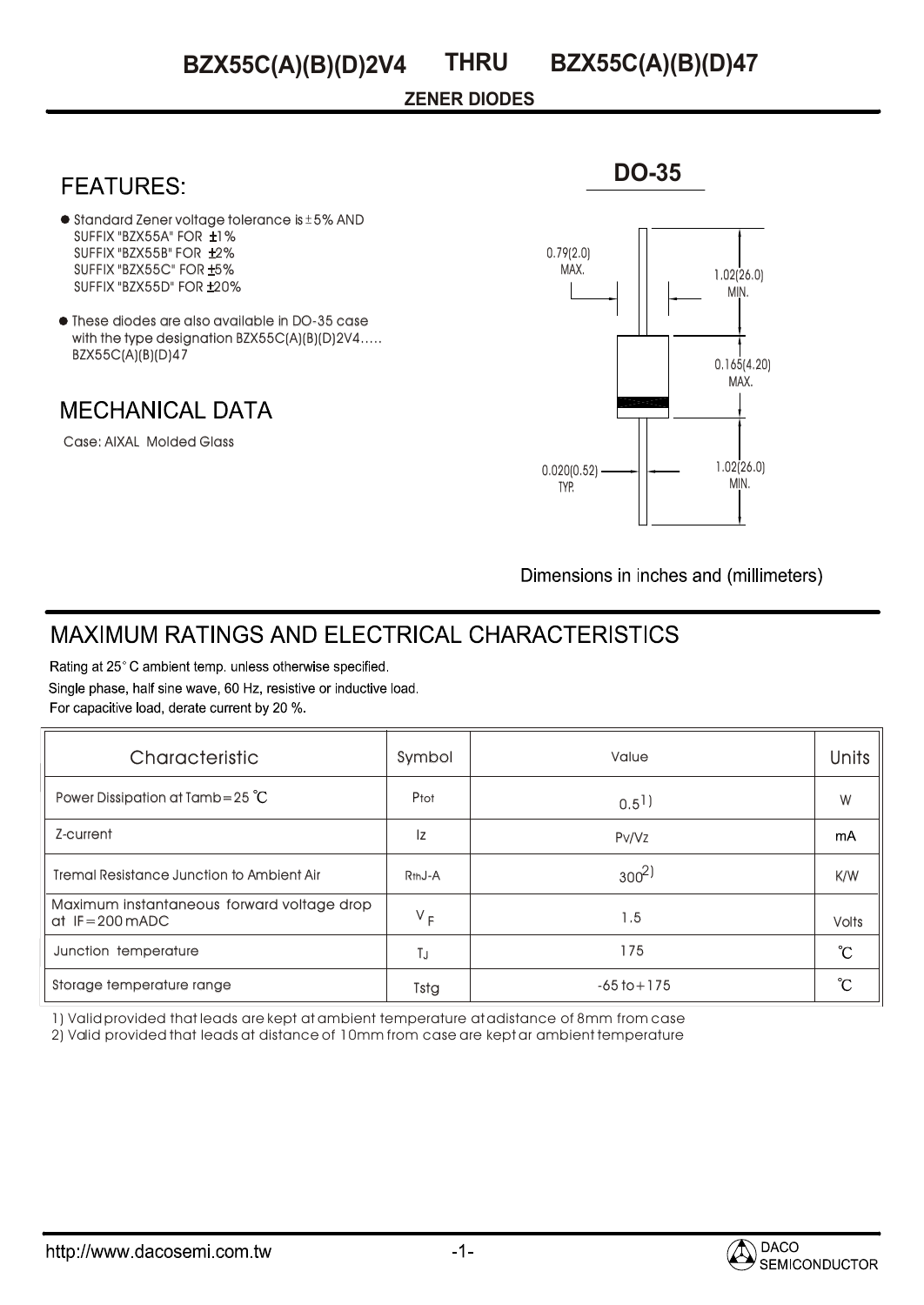# BZX55C(A)(B)(D)2V4 THRU BZX55C(A)(B)(D)47

**ZENER DIODES**

## FEATURES:

- Standard Zener voltage tolerance is ±5% AND
  SUFFIX "BZX55A" FOR ±1%
  SUFFIX "BZX55B" FOR ±2%
  SUFFIX "BZX55C" FOR ±5%
  SUFFIX "BZX55D" FOR ±20%
- These diodes are also available in DO-35 case with the type designation BZX55C(A)(B)(D)2V4..... BZX55C(A)(B)(D)47

## MECHANICAL DATA

Case: AIXAL Molded Glass

**DO-35**

0.79(2.0) MAX.

1.02(26.0) MIN.

0.165(4.20) MAX.

0.020(0.52) TYP.

1.02(26.0) MIN.

Dimensions in inches and (millimeters)

## MAXIMUM RATINGS AND ELECTRICAL CHARACTERISTICS

Rating at 25° C ambient temp. unless otherwise specified.
Single phase, half sine wave, 60 Hz, resistive or inductive load.
For capacitive load, derate current by 20 %.

| Characteristic | Symbol | Value | Units |
|---|---|---|---|
| Power Dissipation at Tamb=25 ℃ | $P_{tot}$ | 0.5[1)] | W |
| Z-current | Iz | Pv/Vz | mA |
| Tremal Resistance Junction to Ambient Air | $R_{thJ\text{-}A}$ | 300[2)] | K/W |
| Maximum instantaneous forward voltage drop at IF=200 mADC | $V_F$ | 1.5 | Volts |
| Junction temperature | $T_J$ | 175 | ℃ |
| Storage temperature range | Tstg | -65 to+175 | ℃ |

1) Valid provided that leads are kept at ambient temperature at adistance of 8mm from case
2) Valid provided that leads at distance of 10mm from case are kept ar ambient temperature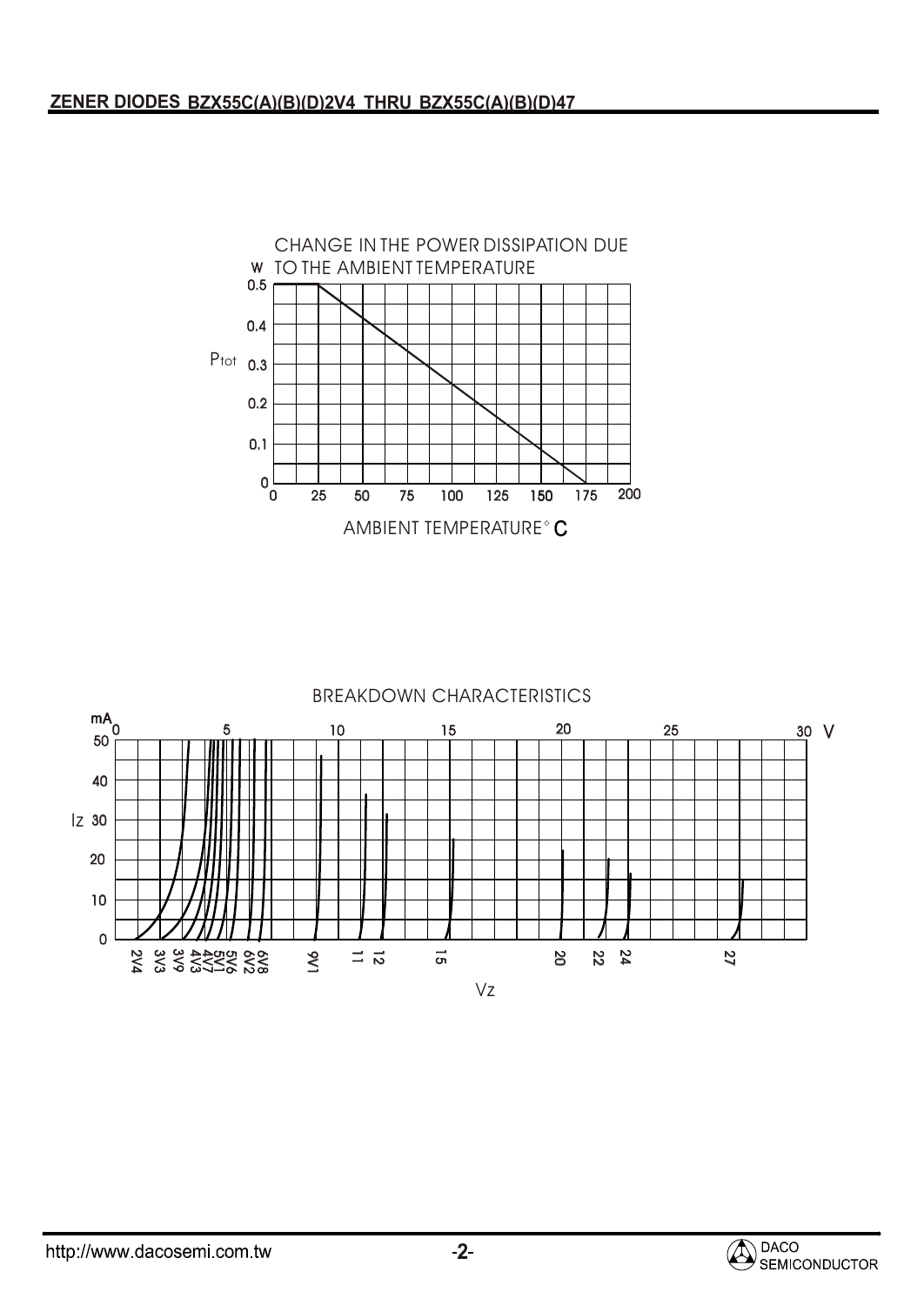## ZENER DIODES BZX55C(A)(B)(D)2V4 THRU BZX55C(A)(B)(D)47

CHANGE IN THE POWER DISSIPATION DUE TO THE AMBIENT TEMPERATURE

W

0.5

0.4

$P_{tot}$ 0.3

0.2

0.1

0

0 25 50 75 100 125 150 175 200

AMBIENT TEMPERATURE °C

BREAKDOWN CHARACTERISTICS

mA

50

40

Iz 30

20

10

0

0 5 10 15 20 25 30 V

2V4 3V3 3V9 4V3 4V7 5V1 5V6 6V2 6V8 9V1 11 12 15 20 22 24 27

Vz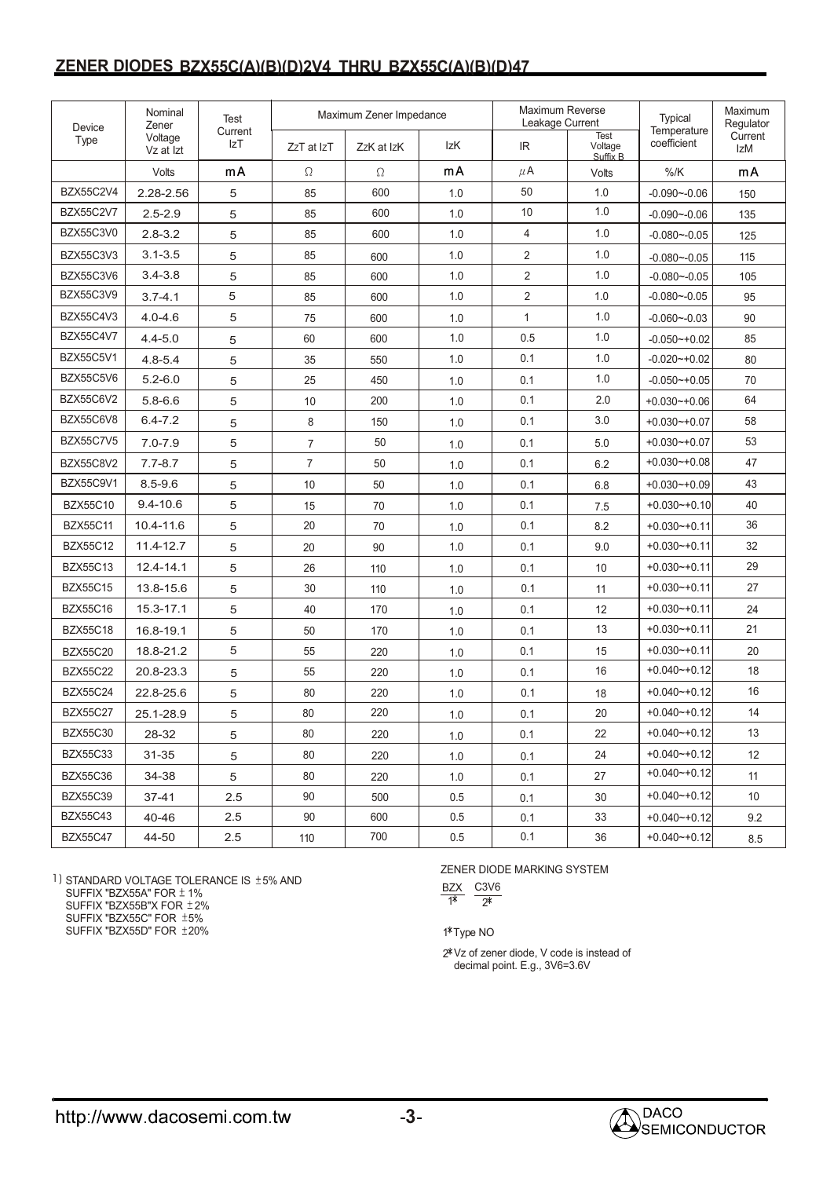## ZENER DIODES BZX55C(A)(B)(D)2V4 THRU BZX55C(A)(B)(D)47

| Device Type | Nominal Zener Voltage Vz at Izt | Test Current IzT | Maximum Zener Impedance | | | Maximum Reverse Leakage Current | | Typical Temperature coefficient | Maximum Regulator Current IzM |
|---|---|---|---|---|---|---|---|---|---|
| | | | ZzT at IzT | ZzK at IzK | IzK | IR | Test Voltage Suffix B | | |
| | Volts | mA | Ω | Ω | mA | μA | Volts | %/K | mA |
| BZX55C2V4 | 2.28-2.56 | 5 | 85 | 600 | 1.0 | 50 | 1.0 | -0.090~-0.06 | 150 |
| BZX55C2V7 | 2.5-2.9 | 5 | 85 | 600 | 1.0 | 10 | 1.0 | -0.090~-0.06 | 135 |
| BZX55C3V0 | 2.8-3.2 | 5 | 85 | 600 | 1.0 | 4 | 1.0 | -0.080~-0.05 | 125 |
| BZX55C3V3 | 3.1-3.5 | 5 | 85 | 600 | 1.0 | 2 | 1.0 | -0.080~-0.05 | 115 |
| BZX55C3V6 | 3.4-3.8 | 5 | 85 | 600 | 1.0 | 2 | 1.0 | -0.080~-0.05 | 105 |
| BZX55C3V9 | 3.7-4.1 | 5 | 85 | 600 | 1.0 | 2 | 1.0 | -0.080~-0.05 | 95 |
| BZX55C4V3 | 4.0-4.6 | 5 | 75 | 600 | 1.0 | 1 | 1.0 | -0.060~-0.03 | 90 |
| BZX55C4V7 | 4.4-5.0 | 5 | 60 | 600 | 1.0 | 0.5 | 1.0 | -0.050~+0.02 | 85 |
| BZX55C5V1 | 4.8-5.4 | 5 | 35 | 550 | 1.0 | 0.1 | 1.0 | -0.020~+0.02 | 80 |
| BZX55C5V6 | 5.2-6.0 | 5 | 25 | 450 | 1.0 | 0.1 | 1.0 | -0.050~+0.05 | 70 |
| BZX55C6V2 | 5.8-6.6 | 5 | 10 | 200 | 1.0 | 0.1 | 2.0 | +0.030~+0.06 | 64 |
| BZX55C6V8 | 6.4-7.2 | 5 | 8 | 150 | 1.0 | 0.1 | 3.0 | +0.030~+0.07 | 58 |
| BZX55C7V5 | 7.0-7.9 | 5 | 7 | 50 | 1.0 | 0.1 | 5.0 | +0.030~+0.07 | 53 |
| BZX55C8V2 | 7.7-8.7 | 5 | 7 | 50 | 1.0 | 0.1 | 6.2 | +0.030~+0.08 | 47 |
| BZX55C9V1 | 8.5-9.6 | 5 | 10 | 50 | 1.0 | 0.1 | 6.8 | +0.030~+0.09 | 43 |
| BZX55C10 | 9.4-10.6 | 5 | 15 | 70 | 1.0 | 0.1 | 7.5 | +0.030~+0.10 | 40 |
| BZX55C11 | 10.4-11.6 | 5 | 20 | 70 | 1.0 | 0.1 | 8.2 | +0.030~+0.11 | 36 |
| BZX55C12 | 11.4-12.7 | 5 | 20 | 90 | 1.0 | 0.1 | 9.0 | +0.030~+0.11 | 32 |
| BZX55C13 | 12.4-14.1 | 5 | 26 | 110 | 1.0 | 0.1 | 10 | +0.030~+0.11 | 29 |
| BZX55C15 | 13.8-15.6 | 5 | 30 | 110 | 1.0 | 0.1 | 11 | +0.030~+0.11 | 27 |
| BZX55C16 | 15.3-17.1 | 5 | 40 | 170 | 1.0 | 0.1 | 12 | +0.030~+0.11 | 24 |
| BZX55C18 | 16.8-19.1 | 5 | 50 | 170 | 1.0 | 0.1 | 13 | +0.030~+0.11 | 21 |
| BZX55C20 | 18.8-21.2 | 5 | 55 | 220 | 1.0 | 0.1 | 15 | +0.030~+0.11 | 20 |
| BZX55C22 | 20.8-23.3 | 5 | 55 | 220 | 1.0 | 0.1 | 16 | +0.040~+0.12 | 18 |
| BZX55C24 | 22.8-25.6 | 5 | 80 | 220 | 1.0 | 0.1 | 18 | +0.040~+0.12 | 16 |
| BZX55C27 | 25.1-28.9 | 5 | 80 | 220 | 1.0 | 0.1 | 20 | +0.040~+0.12 | 14 |
| BZX55C30 | 28-32 | 5 | 80 | 220 | 1.0 | 0.1 | 22 | +0.040~+0.12 | 13 |
| BZX55C33 | 31-35 | 5 | 80 | 220 | 1.0 | 0.1 | 24 | +0.040~+0.12 | 12 |
| BZX55C36 | 34-38 | 5 | 80 | 220 | 1.0 | 0.1 | 27 | +0.040~+0.12 | 11 |
| BZX55C39 | 37-41 | 2.5 | 90 | 500 | 0.5 | 0.1 | 30 | +0.040~+0.12 | 10 |
| BZX55C43 | 40-46 | 2.5 | 90 | 600 | 0.5 | 0.1 | 33 | +0.040~+0.12 | 9.2 |
| BZX55C47 | 44-50 | 2.5 | 110 | 700 | 0.5 | 0.1 | 36 | +0.040~+0.12 | 8.5 |

1) STANDARD VOLTAGE TOLERANCE IS ±5% AND
SUFFIX "BZX55A" FOR ± 1%
SUFFIX "BZX55B"X FOR ±2%
SUFFIX "BZX55C" FOR ±5%
SUFFIX "BZX55D" FOR ±20%

ZENER DIODE MARKING SYSTEM

BZX C3V6
1* 2*

1* Type NO

2* Vz of zener diode, V code is instead of decimal point. E.g., 3V6=3.6V